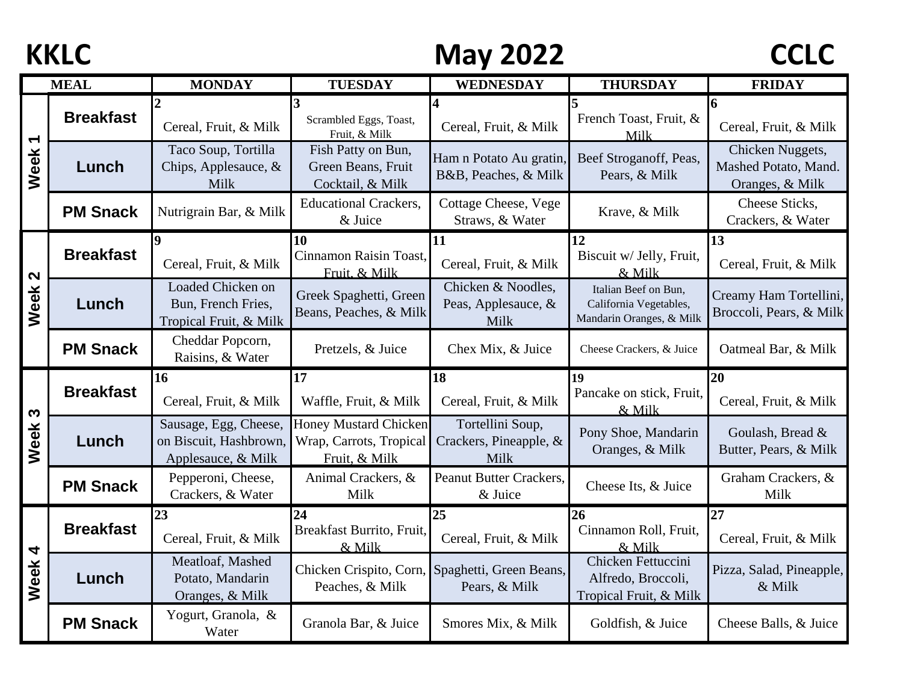**KKLC** **May 2022** **CCLC**

| MEAL | | MONDAY | TUESDAY | WEDNESDAY | THURSDAY | FRIDAY |
|---|---|---|---|---|---|---|
| Week 1 | Breakfast | 2<br>Cereal, Fruit, & Milk | 3<br>Scrambled Eggs, Toast, Fruit, & Milk | 4<br>Cereal, Fruit, & Milk | 5<br>French Toast, Fruit, & Milk | 6<br>Cereal, Fruit, & Milk |
| | Lunch | Taco Soup, Tortilla Chips, Applesauce, & Milk | Fish Patty on Bun, Green Beans, Fruit Cocktail, & Milk | Ham n Potato Au gratin, B&B, Peaches, & Milk | Beef Stroganoff, Peas, Pears, & Milk | Chicken Nuggets, Mashed Potato, Mand. Oranges, & Milk |
| | PM Snack | Nutrigrain Bar, & Milk | Educational Crackers, & Juice | Cottage Cheese, Vege Straws, & Water | Krave, & Milk | Cheese Sticks, Crackers, & Water |
| Week 2 | Breakfast | 9<br>Cereal, Fruit, & Milk | 10<br>Cinnamon Raisin Toast, Fruit, & Milk | 11<br>Cereal, Fruit, & Milk | 12<br>Biscuit w/ Jelly, Fruit, & Milk | 13<br>Cereal, Fruit, & Milk |
| | Lunch | Loaded Chicken on Bun, French Fries, Tropical Fruit, & Milk | Greek Spaghetti, Green Beans, Peaches, & Milk | Chicken & Noodles, Peas, Applesauce, & Milk | Italian Beef on Bun, California Vegetables, Mandarin Oranges, & Milk | Creamy Ham Tortellini, Broccoli, Pears, & Milk |
| | PM Snack | Cheddar Popcorn, Raisins, & Water | Pretzels, & Juice | Chex Mix, & Juice | Cheese Crackers, & Juice | Oatmeal Bar, & Milk |
| Week 3 | Breakfast | 16<br>Cereal, Fruit, & Milk | 17<br>Waffle, Fruit, & Milk | 18<br>Cereal, Fruit, & Milk | 19<br>Pancake on stick, Fruit, & Milk | 20<br>Cereal, Fruit, & Milk |
| | Lunch | Sausage, Egg, Cheese, on Biscuit, Hashbrown, Applesauce, & Milk | Honey Mustard Chicken Wrap, Carrots, Tropical Fruit, & Milk | Tortellini Soup, Crackers, Pineapple, & Milk | Pony Shoe, Mandarin Oranges, & Milk | Goulash, Bread & Butter, Pears, & Milk |
| | PM Snack | Pepperoni, Cheese, Crackers, & Water | Animal Crackers, & Milk | Peanut Butter Crackers, & Juice | Cheese Its, & Juice | Graham Crackers, & Milk |
| Week 4 | Breakfast | 23<br>Cereal, Fruit, & Milk | 24<br>Breakfast Burrito, Fruit, & Milk | 25<br>Cereal, Fruit, & Milk | 26<br>Cinnamon Roll, Fruit, & Milk | 27<br>Cereal, Fruit, & Milk |
| | Lunch | Meatloaf, Mashed Potato, Mandarin Oranges, & Milk | Chicken Crispito, Corn, Peaches, & Milk | Spaghetti, Green Beans, Pears, & Milk | Chicken Fettuccini Alfredo, Broccoli, Tropical Fruit, & Milk | Pizza, Salad, Pineapple, & Milk |
| | PM Snack | Yogurt, Granola, & Water | Granola Bar, & Juice | Smores Mix, & Milk | Goldfish, & Juice | Cheese Balls, & Juice |